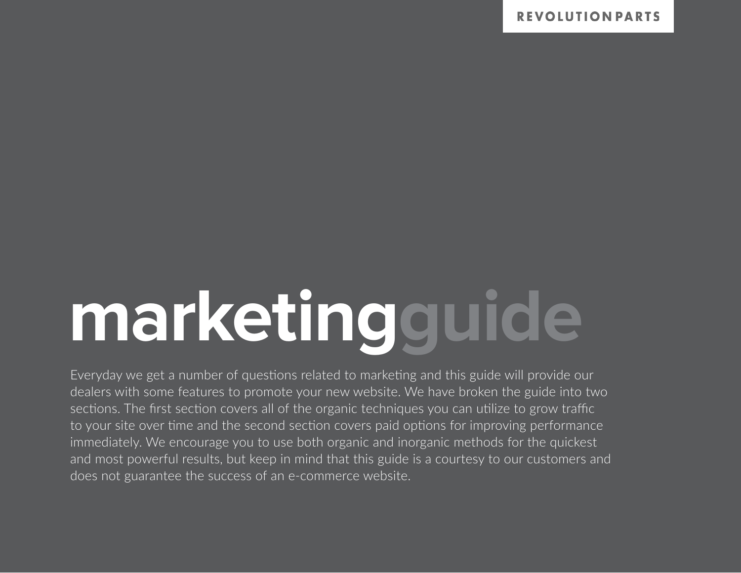REVOLUTION PARTS

# marketingguide

Everyday we get a number of questions related to marketing and this guide will provide our dealers with some features to promote your new website. We have broken the guide into two sections. The first section covers all of the organic techniques you can utilize to grow traffic to your site over time and the second section covers paid options for improving performance immediately. We encourage you to use both organic and inorganic methods for the quickest and most powerful results, but keep in mind that this guide is a courtesy to our customers and does not guarantee the success of an e-commerce website.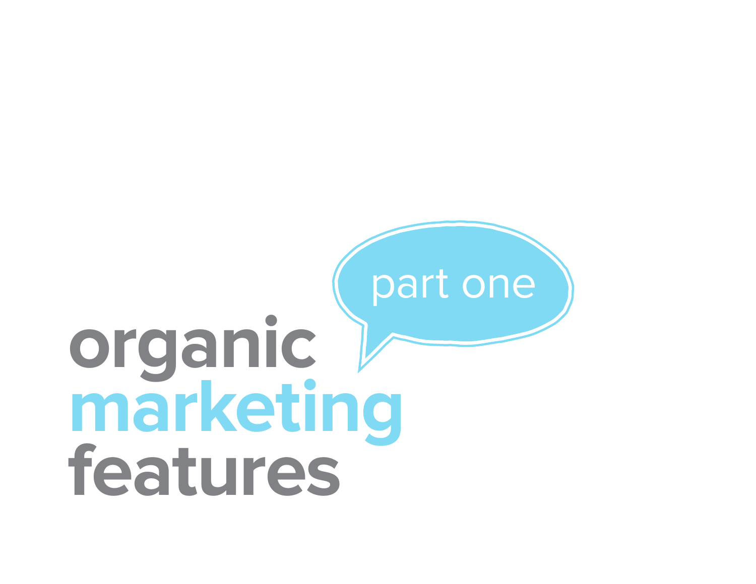part one

# organic marketing features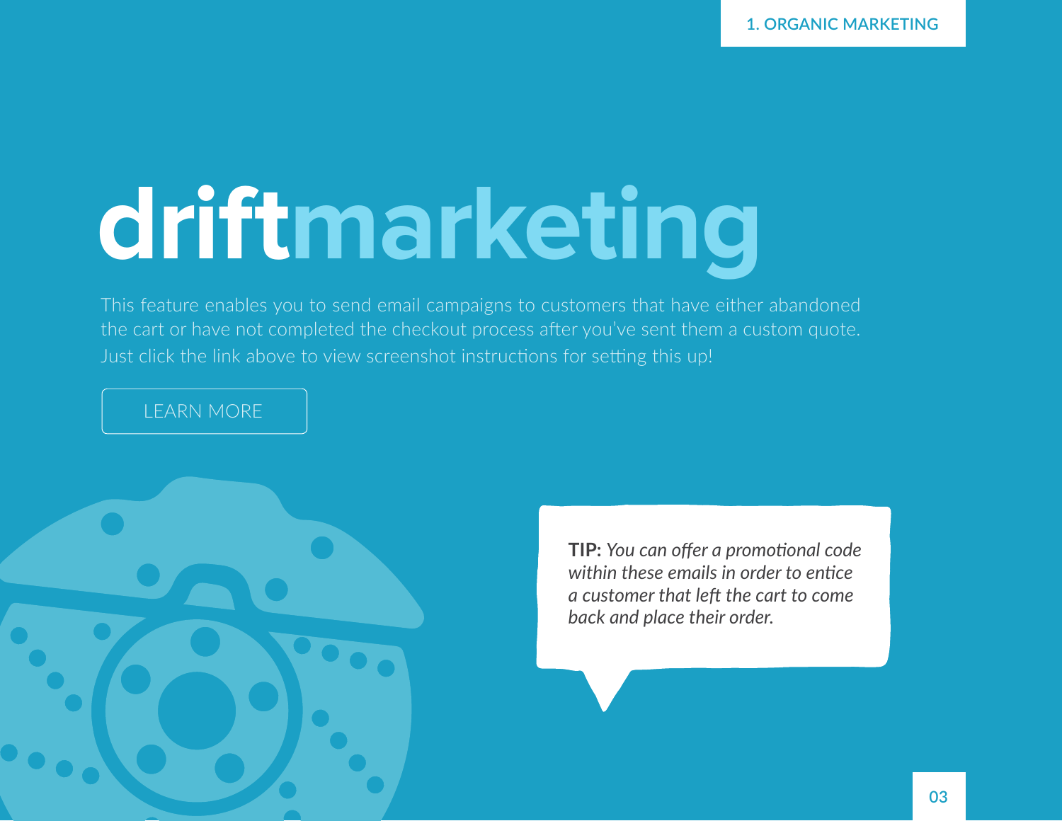# driftmarketing

This feature enables you to send email campaigns to customers that have either abandoned the cart or have not completed the checkout process after you've sent them a custom quote. Just click the link above to view screenshot instructions for setting this up!

LEARN MORE

**TIP:** *You can offer a promotional code within these emails in order to entice a customer that left the cart to come back and place their order.*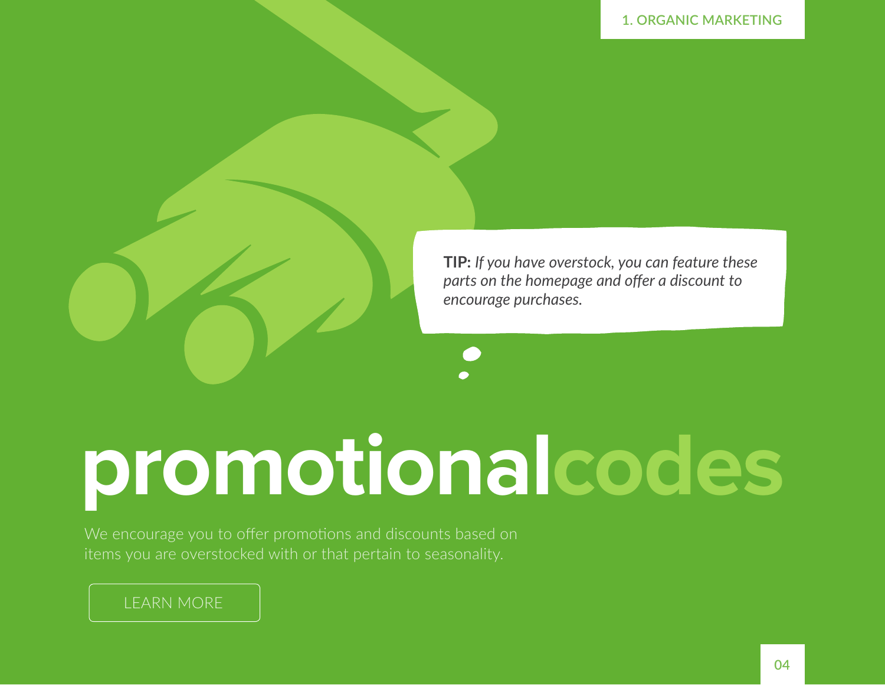**TIP:** *If you have overstock, you can feature these parts on the homepage and offer a discount to encourage purchases.*

# promotionalcodes

We encourage you to offer promotions and discounts based on items you are overstocked with or that pertain to seasonality.

LEARN MORE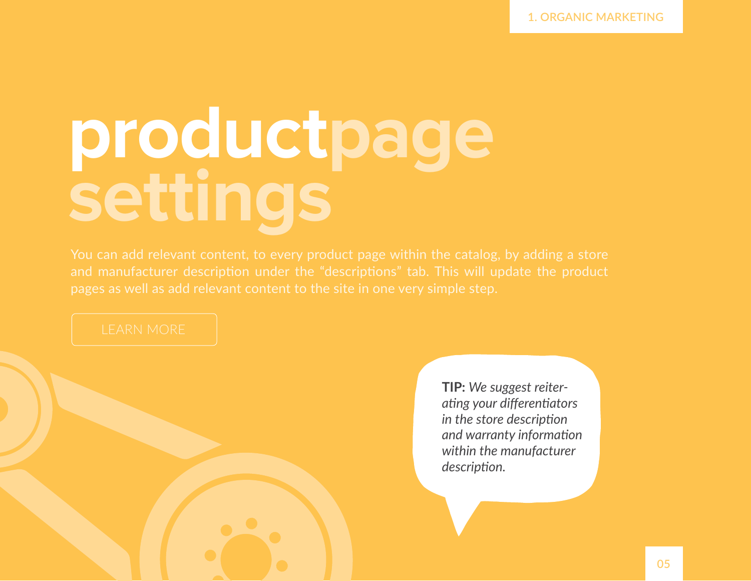# product page settings

You can add relevant content, to every product page within the catalog, by adding a store and manufacturer description under the "descriptions" tab. This will update the product pages as well as add relevant content to the site in one very simple step.

LEARN MORE

**TIP:** *We suggest reiterating your differentiators in the store description and warranty information within the manufacturer description.*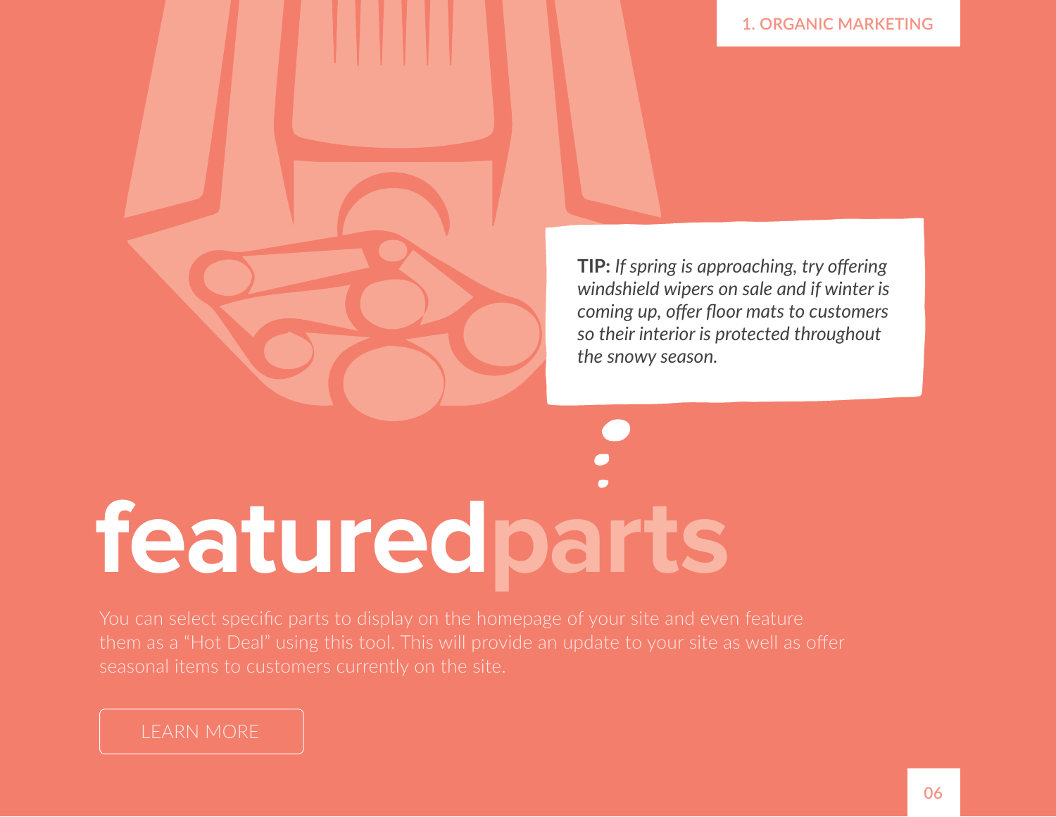**TIP:** *If spring is approaching, try offering windshield wipers on sale and if winter is coming up, offer floor mats to customers so their interior is protected throughout the snowy season.*

# featuredparts

You can select specific parts to display on the homepage of your site and even feature them as a “Hot Deal” using this tool. This will provide an update to your site as well as offer seasonal items to customers currently on the site.

LEARN MORE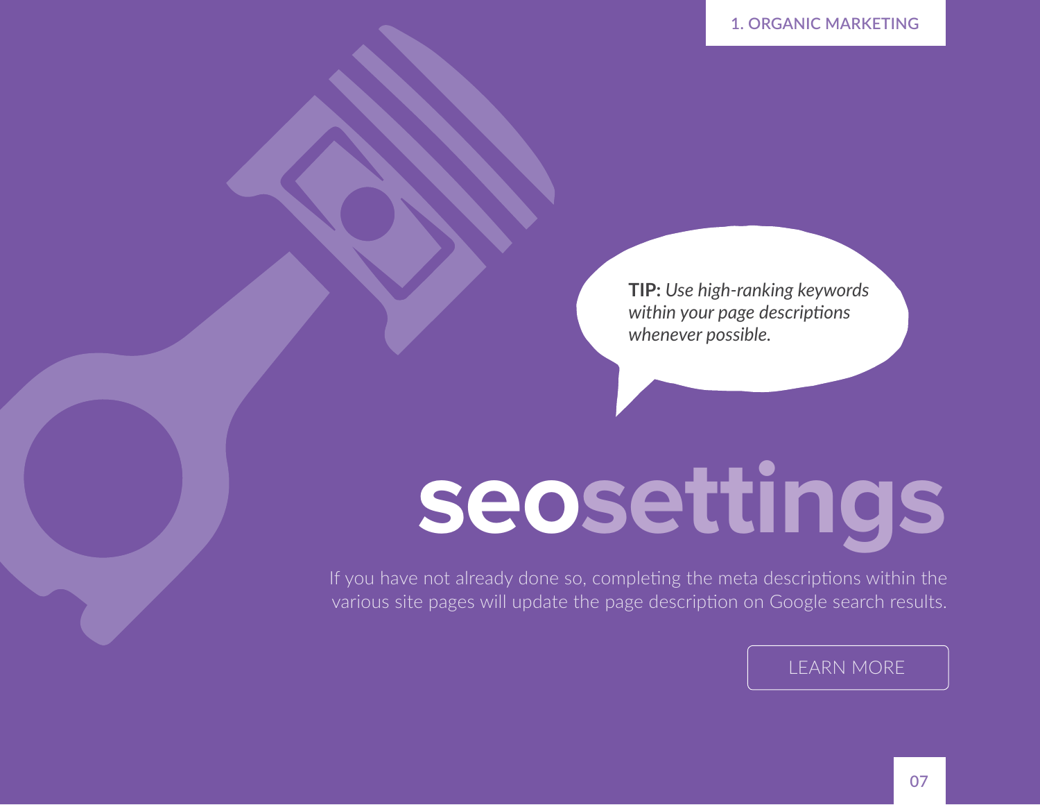**TIP:** *Use high-ranking keywords within your page descriptions whenever possible.*

# seosettings

If you have not already done so, completing the meta descriptions within the various site pages will update the page description on Google search results.

LEARN MORE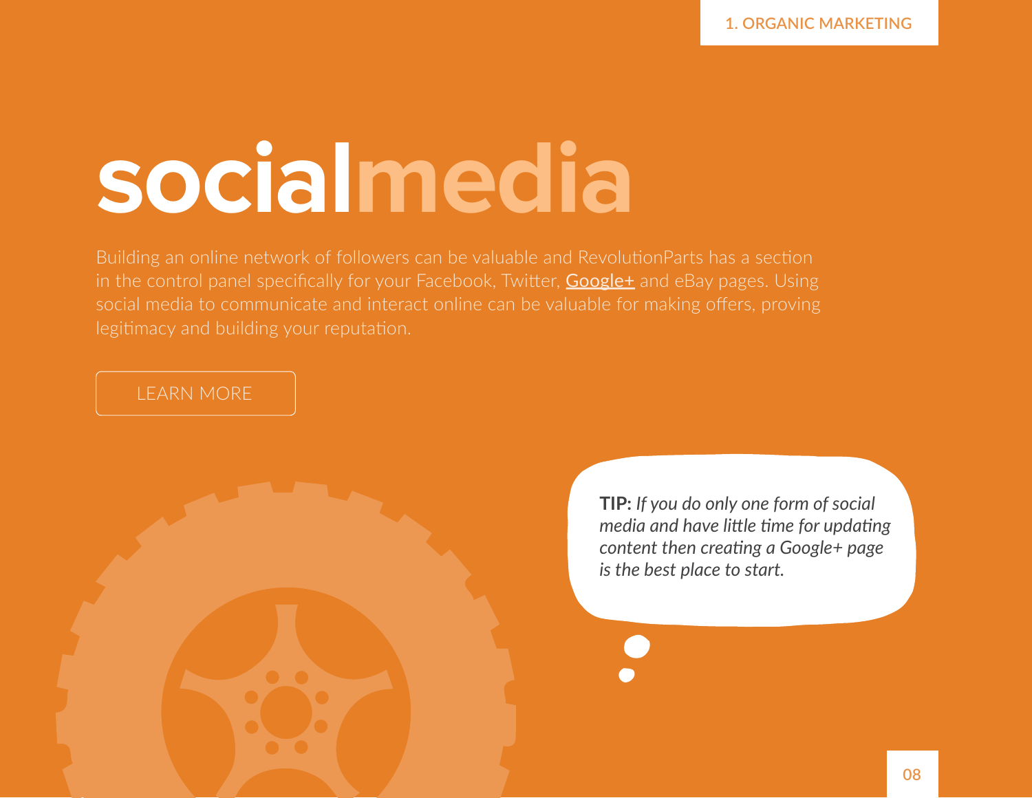# socialmedia

Building an online network of followers can be valuable and RevolutionParts has a section in the control panel specifically for your Facebook, Twitter, Google+ and eBay pages. Using social media to communicate and interact online can be valuable for making offers, proving legitimacy and building your reputation.

LEARN MORE

**TIP:** *If you do only one form of social media and have little time for updating content then creating a Google+ page is the best place to start.*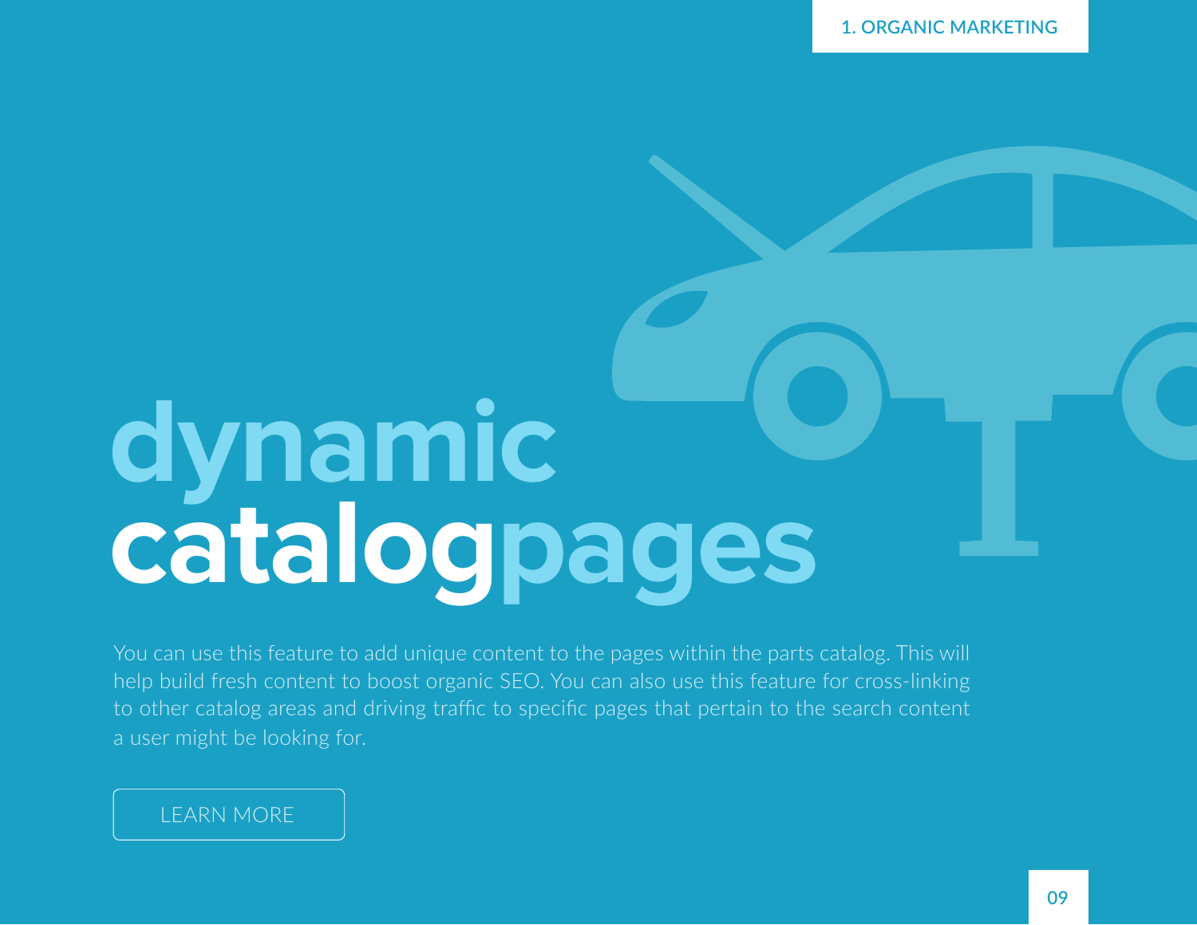# dynamic catalogpages

You can use this feature to add unique content to the pages within the parts catalog. This will help build fresh content to boost organic SEO. You can also use this feature for cross-linking to other catalog areas and driving traffic to specific pages that pertain to the search content a user might be looking for.

LEARN MORE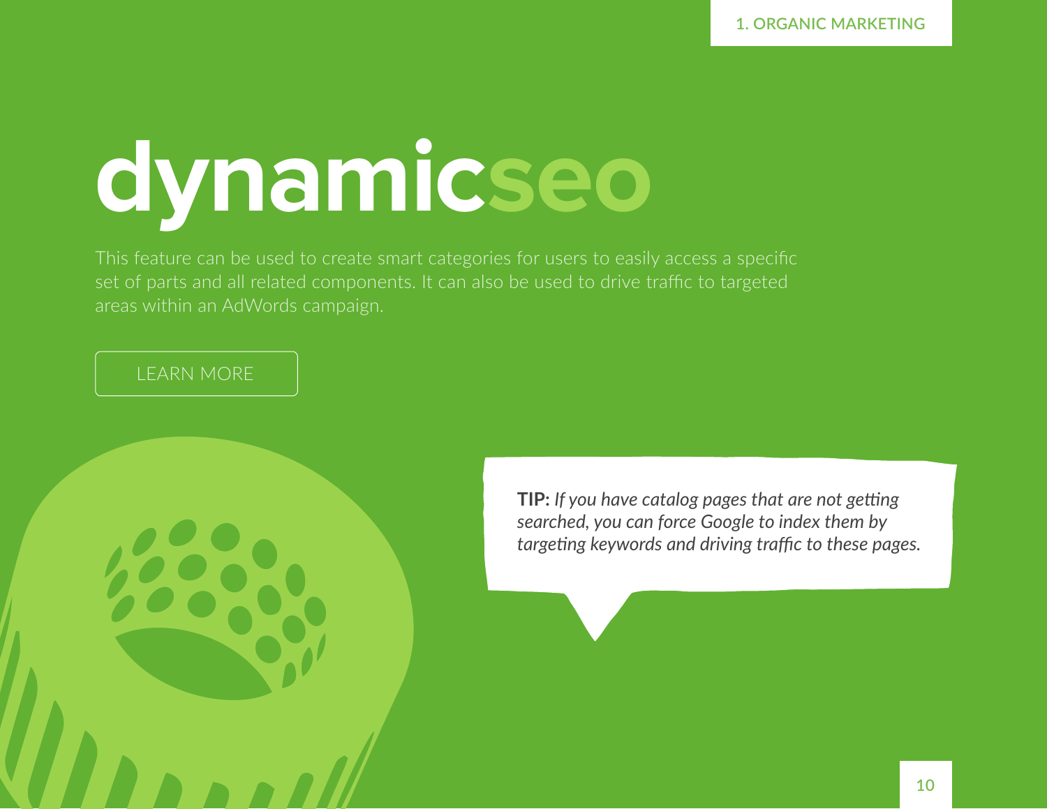# dynamicseo

This feature can be used to create smart categories for users to easily access a specific set of parts and all related components. It can also be used to drive traffic to targeted areas within an AdWords campaign.

LEARN MORE

**TIP:** *If you have catalog pages that are not getting searched, you can force Google to index them by targeting keywords and driving traffic to these pages.*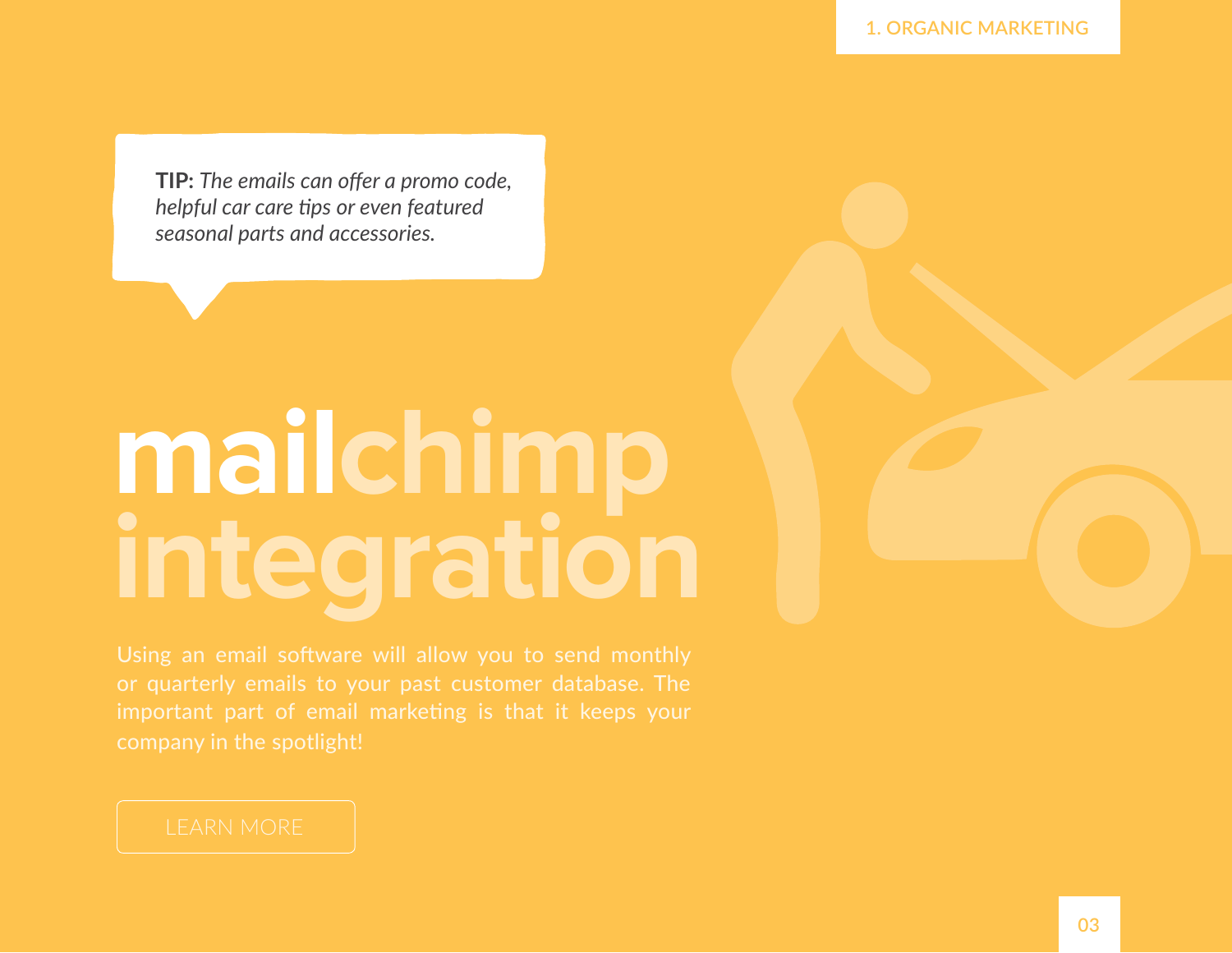**TIP:** *The emails can offer a promo code, helpful car care tips or even featured seasonal parts and accessories.*

# mailchimp integration

Using an email software will allow you to send monthly or quarterly emails to your past customer database. The important part of email marketing is that it keeps your company in the spotlight!

LEARN MORE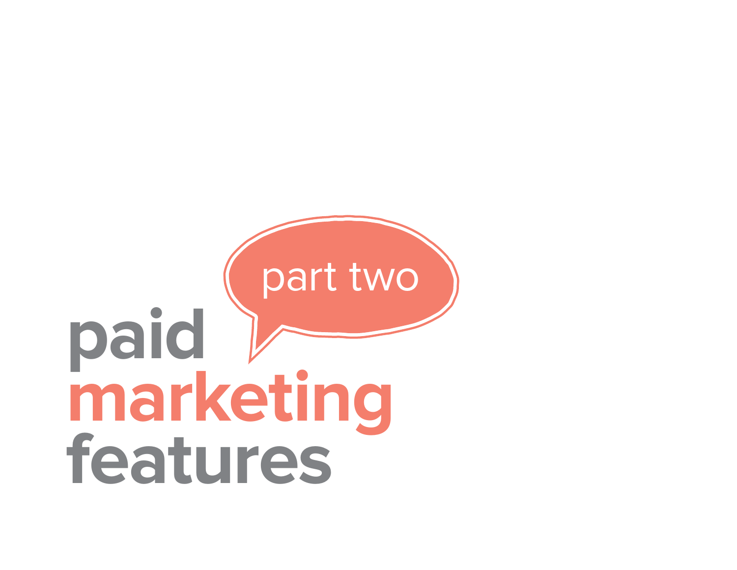part two

# paid marketing features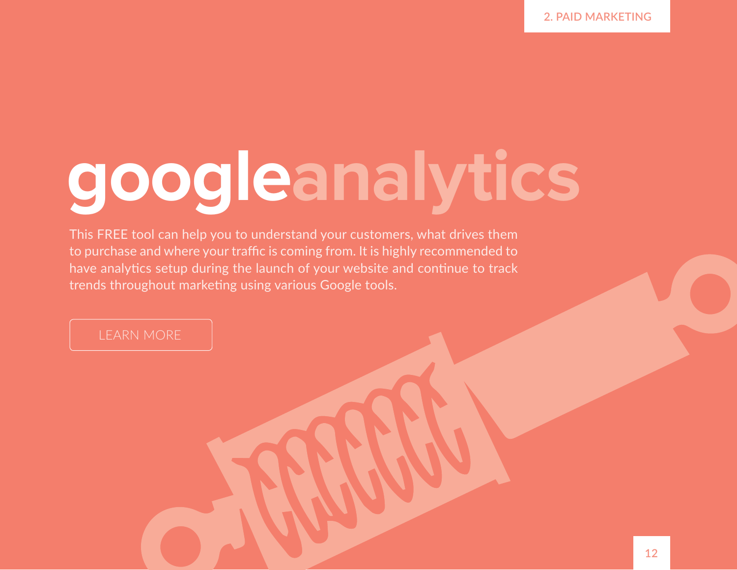# googleanalytics

This FREE tool can help you to understand your customers, what drives them to purchase and where your traffic is coming from. It is highly recommended to have analytics setup during the launch of your website and continue to track trends throughout marketing using various Google tools.

LEARN MORE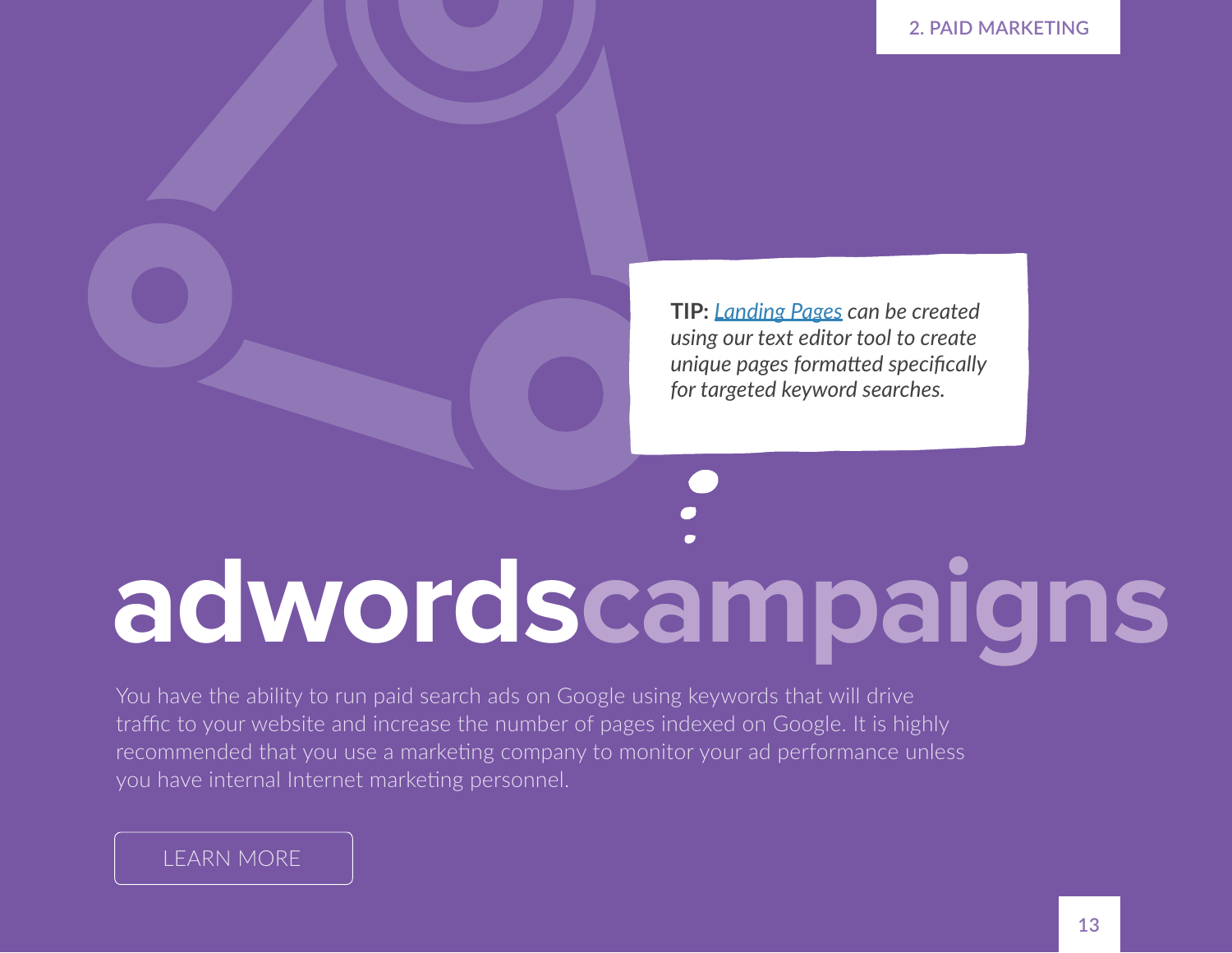2. PAID MARKETING

**TIP:** *[Landing Pages] can be created using our text editor tool to create unique pages formatted specifically for targeted keyword searches.*

# adwordscampaigns

You have the ability to run paid search ads on Google using keywords that will drive traffic to your website and increase the number of pages indexed on Google. It is highly recommended that you use a marketing company to monitor your ad performance unless you have internal Internet marketing personnel.

LEARN MORE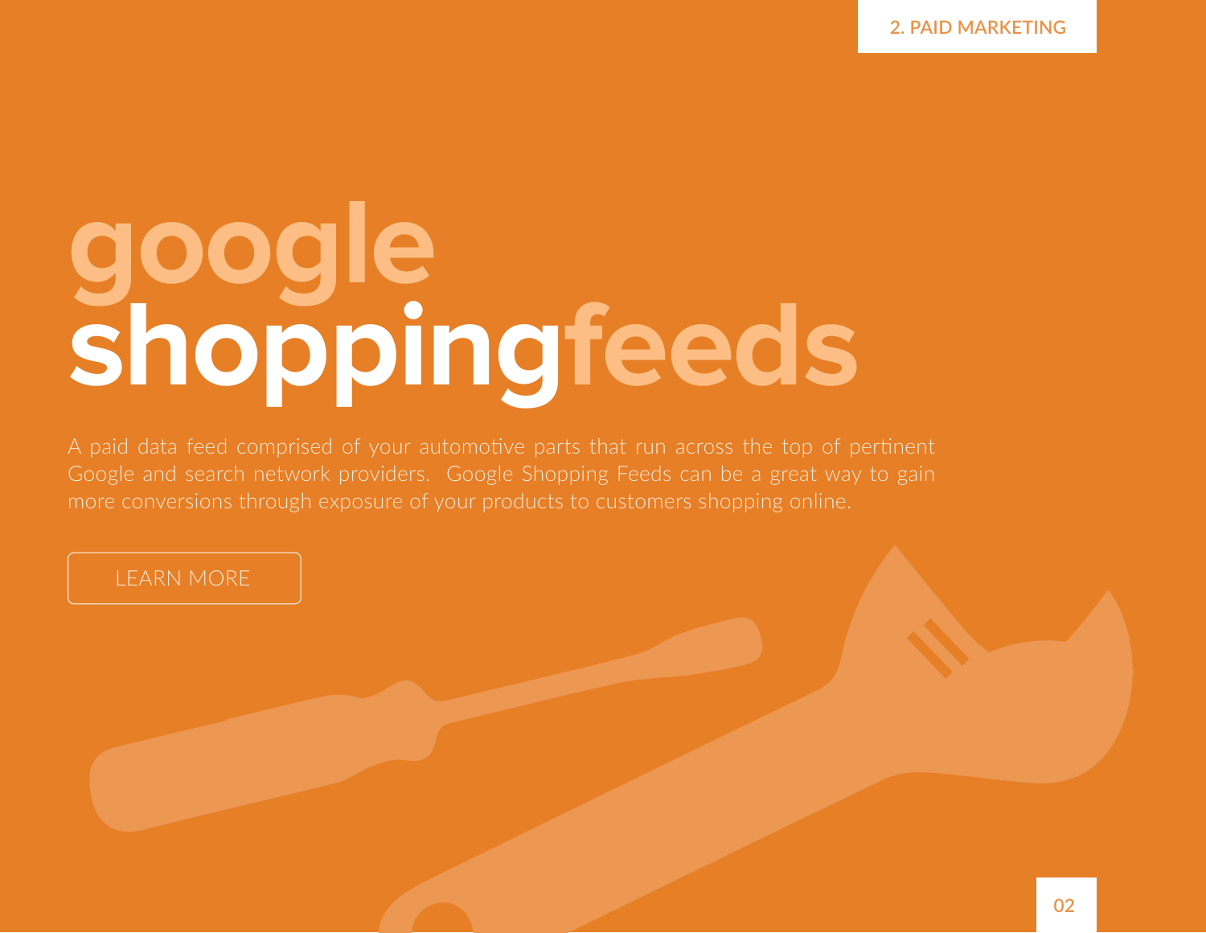2. PAID MARKETING

# google shoppingfeeds

A paid data feed comprised of your automotive parts that run across the top of pertinent Google and search network providers.  Google Shopping Feeds can be a great way to gain more conversions through exposure of your products to customers shopping online.

LEARN MORE